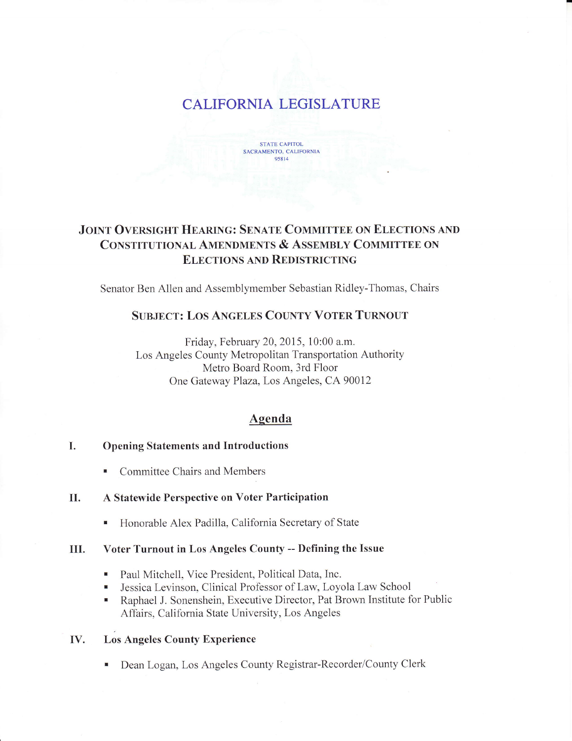# CALIFORNIA LEGISLATURE

STATE CAPITOL
SACRAMENTO, CALIFORNIA
95814

## JOINT OVERSIGHT HEARING: SENATE COMMITTEE ON ELECTIONS AND CONSTITUTIONAL AMENDMENTS & ASSEMBLY COMMITTEE ON ELECTIONS AND REDISTRICTING

Senator Ben Allen and Assemblymember Sebastian Ridley-Thomas, Chairs

### SUBJECT: LOS ANGELES COUNTY VOTER TURNOUT

Friday, February 20, 2015, 10:00 a.m.
Los Angeles County Metropolitan Transportation Authority
Metro Board Room, 3rd Floor
One Gateway Plaza, Los Angeles, CA 90012

## Agenda

**I. Opening Statements and Introductions**

- Committee Chairs and Members

**II. A Statewide Perspective on Voter Participation**

- Honorable Alex Padilla, California Secretary of State

**III. Voter Turnout in Los Angeles County -- Defining the Issue**

- Paul Mitchell, Vice President, Political Data, Inc.
- Jessica Levinson, Clinical Professor of Law, Loyola Law School
- Raphael J. Sonenshein, Executive Director, Pat Brown Institute for Public Affairs, California State University, Los Angeles

**IV. Los Angeles County Experience**

- Dean Logan, Los Angeles County Registrar-Recorder/County Clerk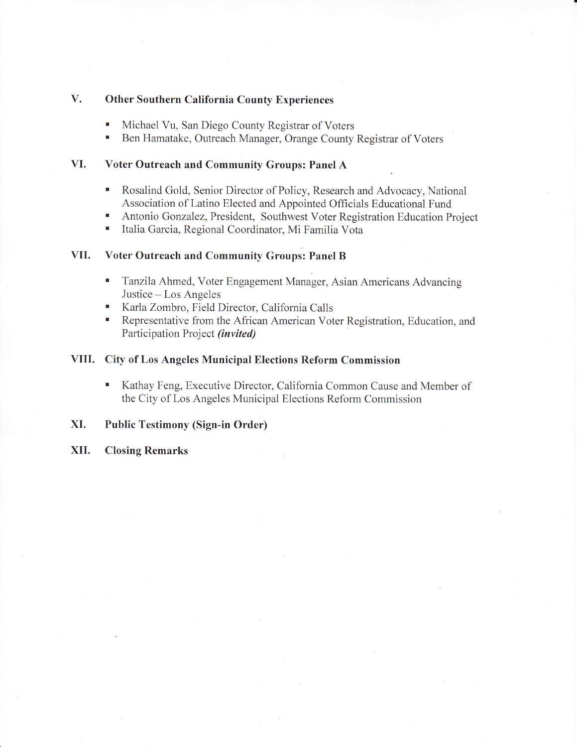## V. Other Southern California County Experiences

- Michael Vu, San Diego County Registrar of Voters
- Ben Hamatake, Outreach Manager, Orange County Registrar of Voters

## VI. Voter Outreach and Community Groups: Panel A

- Rosalind Gold, Senior Director of Policy, Research and Advocacy, National Association of Latino Elected and Appointed Officials Educational Fund
- Antonio Gonzalez, President, Southwest Voter Registration Education Project
- Italia Garcia, Regional Coordinator, Mi Familia Vota

## VII. Voter Outreach and Community Groups: Panel B

- Tanzila Ahmed, Voter Engagement Manager, Asian Americans Advancing Justice – Los Angeles
- Karla Zombro, Field Director, California Calls
- Representative from the African American Voter Registration, Education, and Participation Project ***(invited)***

## VIII. City of Los Angeles Municipal Elections Reform Commission

- Kathay Feng, Executive Director, California Common Cause and Member of the City of Los Angeles Municipal Elections Reform Commission

## XI. Public Testimony (Sign-in Order)

## XII. Closing Remarks